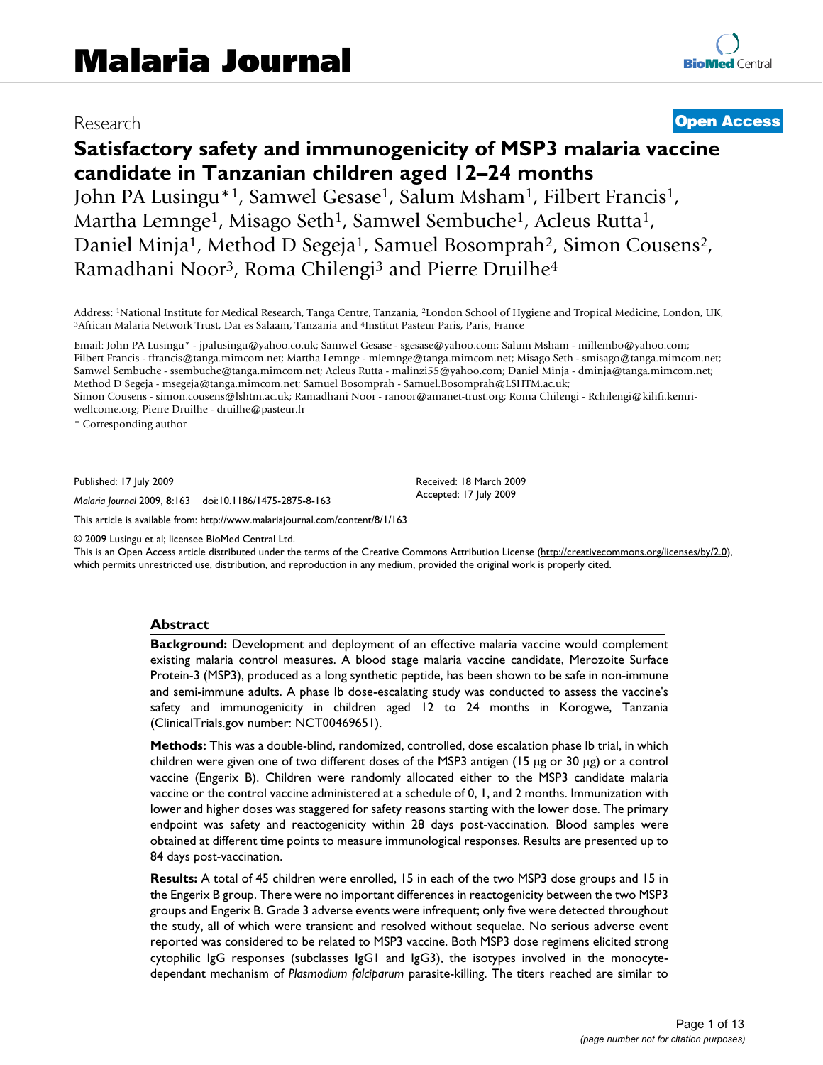Research **Open Access**

# Satisfactory safety and immunogenicity of MSP3 malaria vaccine candidate in Tanzanian children aged 12–24 months

John PA Lusingu*[1], Samwel Gesase[1], Salum Msham[1], Filbert Francis[1], Martha Lemnge[1], Misago Seth[1], Samwel Sembuche[1], Acleus Rutta[1], Daniel Minja[1], Method D Segeja[1], Samuel Bosomprah[2], Simon Cousens[2], Ramadhani Noor[3], Roma Chilengi[3] and Pierre Druilhe[4]

Address: [1]National Institute for Medical Research, Tanga Centre, Tanzania, [2]London School of Hygiene and Tropical Medicine, London, UK, [3]African Malaria Network Trust, Dar es Salaam, Tanzania and [4]Institut Pasteur Paris, Paris, France

Email: John PA Lusingu* - jpalusingu@yahoo.co.uk; Samwel Gesase - sgesase@yahoo.com; Salum Msham - millembo@yahoo.com; Filbert Francis - ffrancis@tanga.mimcom.net; Martha Lemnge - mlemnge@tanga.mimcom.net; Misago Seth - smisago@tanga.mimcom.net; Samwel Sembuche - ssembuche@tanga.mimcom.net; Acleus Rutta - malinzi55@yahoo.com; Daniel Minja - dminja@tanga.mimcom.net; Method D Segeja - msegeja@tanga.mimcom.net; Samuel Bosomprah - Samuel.Bosomprah@LSHTM.ac.uk; Simon Cousens - simon.cousens@lshtm.ac.uk; Ramadhani Noor - ranoor@amanet-trust.org; Roma Chilengi - Rchilengi@kilifi.kemri-wellcome.org; Pierre Druilhe - druilhe@pasteur.fr

\* Corresponding author

Published: 17 July 2009

*Malaria Journal* 2009, **8**:163 doi:10.1186/1475-2875-8-163

Received: 18 March 2009
Accepted: 17 July 2009

This article is available from: http://www.malariajournal.com/content/8/1/163

© 2009 Lusingu et al; licensee BioMed Central Ltd.
This is an Open Access article distributed under the terms of the Creative Commons Attribution License (http://creativecommons.org/licenses/by/2.0), which permits unrestricted use, distribution, and reproduction in any medium, provided the original work is properly cited.

## Abstract

**Background:** Development and deployment of an effective malaria vaccine would complement existing malaria control measures. A blood stage malaria vaccine candidate, Merozoite Surface Protein-3 (MSP3), produced as a long synthetic peptide, has been shown to be safe in non-immune and semi-immune adults. A phase Ib dose-escalating study was conducted to assess the vaccine's safety and immunogenicity in children aged 12 to 24 months in Korogwe, Tanzania (ClinicalTrials.gov number: NCT00469651).

**Methods:** This was a double-blind, randomized, controlled, dose escalation phase Ib trial, in which children were given one of two different doses of the MSP3 antigen (15 μg or 30 μg) or a control vaccine (Engerix B). Children were randomly allocated either to the MSP3 candidate malaria vaccine or the control vaccine administered at a schedule of 0, 1, and 2 months. Immunization with lower and higher doses was staggered for safety reasons starting with the lower dose. The primary endpoint was safety and reactogenicity within 28 days post-vaccination. Blood samples were obtained at different time points to measure immunological responses. Results are presented up to 84 days post-vaccination.

**Results:** A total of 45 children were enrolled, 15 in each of the two MSP3 dose groups and 15 in the Engerix B group. There were no important differences in reactogenicity between the two MSP3 groups and Engerix B. Grade 3 adverse events were infrequent; only five were detected throughout the study, all of which were transient and resolved without sequelae. No serious adverse event reported was considered to be related to MSP3 vaccine. Both MSP3 dose regimens elicited strong cytophilic IgG responses (subclasses IgG1 and IgG3), the isotypes involved in the monocyte-dependant mechanism of *Plasmodium falciparum* parasite-killing. The titers reached are similar to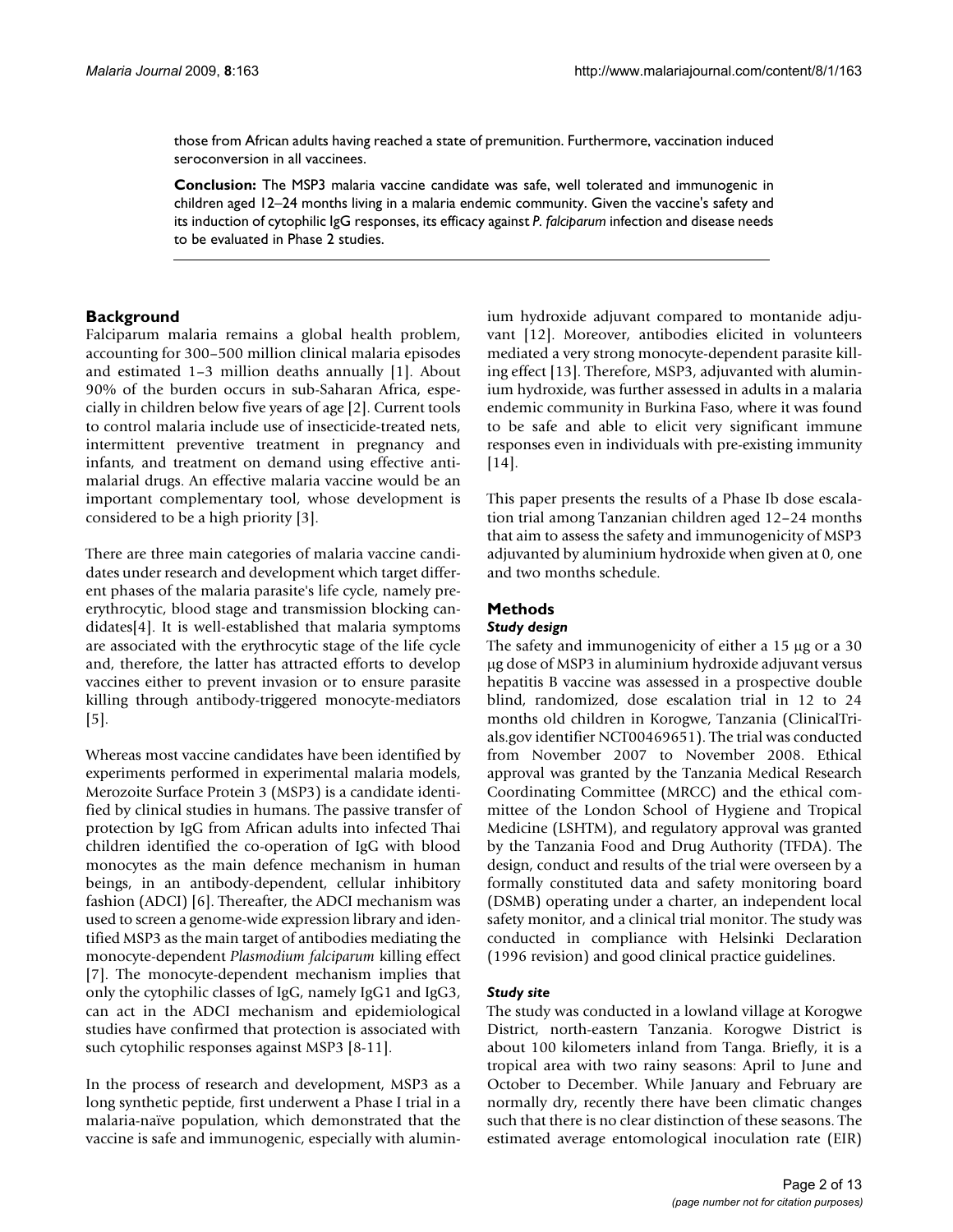those from African adults having reached a state of premunition. Furthermore, vaccination induced seroconversion in all vaccinees.

**Conclusion:** The MSP3 malaria vaccine candidate was safe, well tolerated and immunogenic in children aged 12–24 months living in a malaria endemic community. Given the vaccine's safety and its induction of cytophilic IgG responses, its efficacy against *P. falciparum* infection and disease needs to be evaluated in Phase 2 studies.

## Background

Falciparum malaria remains a global health problem, accounting for 300–500 million clinical malaria episodes and estimated 1–3 million deaths annually [1]. About 90% of the burden occurs in sub-Saharan Africa, especially in children below five years of age [2]. Current tools to control malaria include use of insecticide-treated nets, intermittent preventive treatment in pregnancy and infants, and treatment on demand using effective antimalarial drugs. An effective malaria vaccine would be an important complementary tool, whose development is considered to be a high priority [3].

There are three main categories of malaria vaccine candidates under research and development which target different phases of the malaria parasite's life cycle, namely preerythrocytic, blood stage and transmission blocking candidates[4]. It is well-established that malaria symptoms are associated with the erythrocytic stage of the life cycle and, therefore, the latter has attracted efforts to develop vaccines either to prevent invasion or to ensure parasite killing through antibody-triggered monocyte-mediators [5].

Whereas most vaccine candidates have been identified by experiments performed in experimental malaria models, Merozoite Surface Protein 3 (MSP3) is a candidate identified by clinical studies in humans. The passive transfer of protection by IgG from African adults into infected Thai children identified the co-operation of IgG with blood monocytes as the main defence mechanism in human beings, in an antibody-dependent, cellular inhibitory fashion (ADCI) [6]. Thereafter, the ADCI mechanism was used to screen a genome-wide expression library and identified MSP3 as the main target of antibodies mediating the monocyte-dependent *Plasmodium falciparum* killing effect [7]. The monocyte-dependent mechanism implies that only the cytophilic classes of IgG, namely IgG1 and IgG3, can act in the ADCI mechanism and epidemiological studies have confirmed that protection is associated with such cytophilic responses against MSP3 [8-11].

In the process of research and development, MSP3 as a long synthetic peptide, first underwent a Phase I trial in a malaria-naïve population, which demonstrated that the vaccine is safe and immunogenic, especially with aluminium hydroxide adjuvant compared to montanide adjuvant [12]. Moreover, antibodies elicited in volunteers mediated a very strong monocyte-dependent parasite killing effect [13]. Therefore, MSP3, adjuvanted with aluminium hydroxide, was further assessed in adults in a malaria endemic community in Burkina Faso, where it was found to be safe and able to elicit very significant immune responses even in individuals with pre-existing immunity [14].

This paper presents the results of a Phase Ib dose escalation trial among Tanzanian children aged 12–24 months that aim to assess the safety and immunogenicity of MSP3 adjuvanted by aluminium hydroxide when given at 0, one and two months schedule.

## Methods

### *Study design*

The safety and immunogenicity of either a 15 μg or a 30 μg dose of MSP3 in aluminium hydroxide adjuvant versus hepatitis B vaccine was assessed in a prospective double blind, randomized, dose escalation trial in 12 to 24 months old children in Korogwe, Tanzania (ClinicalTrials.gov identifier NCT00469651). The trial was conducted from November 2007 to November 2008. Ethical approval was granted by the Tanzania Medical Research Coordinating Committee (MRCC) and the ethical committee of the London School of Hygiene and Tropical Medicine (LSHTM), and regulatory approval was granted by the Tanzania Food and Drug Authority (TFDA). The design, conduct and results of the trial were overseen by a formally constituted data and safety monitoring board (DSMB) operating under a charter, an independent local safety monitor, and a clinical trial monitor. The study was conducted in compliance with Helsinki Declaration (1996 revision) and good clinical practice guidelines.

### *Study site*

The study was conducted in a lowland village at Korogwe District, north-eastern Tanzania. Korogwe District is about 100 kilometers inland from Tanga. Briefly, it is a tropical area with two rainy seasons: April to June and October to December. While January and February are normally dry, recently there have been climatic changes such that there is no clear distinction of these seasons. The estimated average entomological inoculation rate (EIR)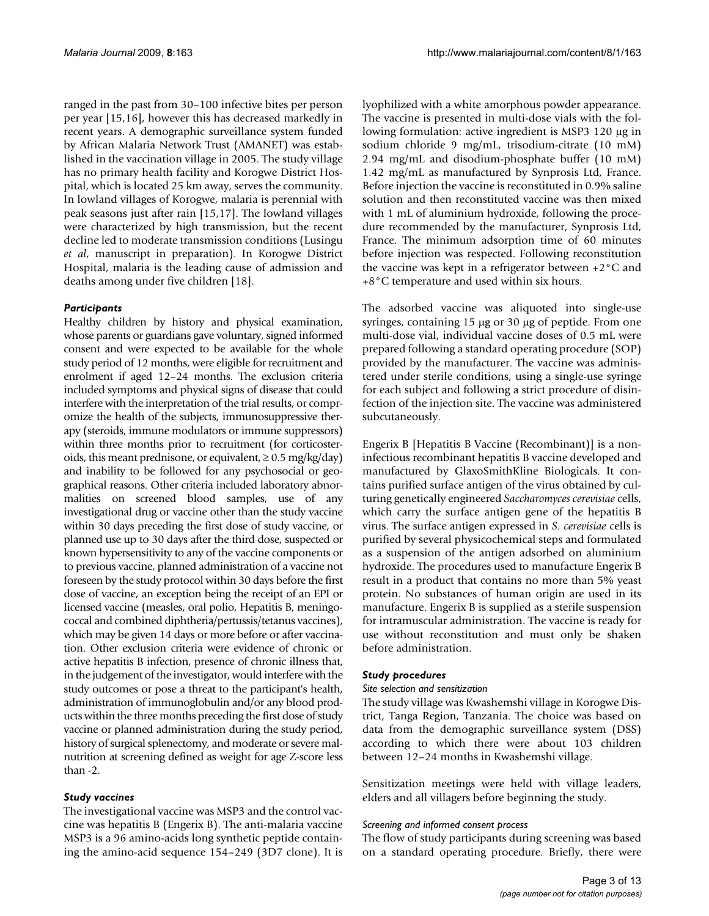ranged in the past from 30–100 infective bites per person per year [15,16], however this has decreased markedly in recent years. A demographic surveillance system funded by African Malaria Network Trust (AMANET) was established in the vaccination village in 2005. The study village has no primary health facility and Korogwe District Hospital, which is located 25 km away, serves the community. In lowland villages of Korogwe, malaria is perennial with peak seasons just after rain [15,17]. The lowland villages were characterized by high transmission, but the recent decline led to moderate transmission conditions (Lusingu *et al*, manuscript in preparation). In Korogwe District Hospital, malaria is the leading cause of admission and deaths among under five children [18].

### *Participants*

Healthy children by history and physical examination, whose parents or guardians gave voluntary, signed informed consent and were expected to be available for the whole study period of 12 months, were eligible for recruitment and enrolment if aged 12–24 months. The exclusion criteria included symptoms and physical signs of disease that could interfere with the interpretation of the trial results, or compromize the health of the subjects, immunosuppressive therapy (steroids, immune modulators or immune suppressors) within three months prior to recruitment (for corticosteroids, this meant prednisone, or equivalent, ≥ 0.5 mg/kg/day) and inability to be followed for any psychosocial or geographical reasons. Other criteria included laboratory abnormalities on screened blood samples, use of any investigational drug or vaccine other than the study vaccine within 30 days preceding the first dose of study vaccine, or planned use up to 30 days after the third dose, suspected or known hypersensitivity to any of the vaccine components or to previous vaccine, planned administration of a vaccine not foreseen by the study protocol within 30 days before the first dose of vaccine, an exception being the receipt of an EPI or licensed vaccine (measles, oral polio, Hepatitis B, meningococcal and combined diphtheria/pertussis/tetanus vaccines), which may be given 14 days or more before or after vaccination. Other exclusion criteria were evidence of chronic or active hepatitis B infection, presence of chronic illness that, in the judgement of the investigator, would interfere with the study outcomes or pose a threat to the participant's health, administration of immunoglobulin and/or any blood products within the three months preceding the first dose of study vaccine or planned administration during the study period, history of surgical splenectomy, and moderate or severe malnutrition at screening defined as weight for age Z-score less than -2.

### *Study vaccines*

The investigational vaccine was MSP3 and the control vaccine was hepatitis B (Engerix B). The anti-malaria vaccine MSP3 is a 96 amino-acids long synthetic peptide containing the amino-acid sequence 154–249 (3D7 clone). It is lyophilized with a white amorphous powder appearance. The vaccine is presented in multi-dose vials with the following formulation: active ingredient is MSP3 120 μg in sodium chloride 9 mg/mL, trisodium-citrate (10 mM) 2.94 mg/mL and disodium-phosphate buffer (10 mM) 1.42 mg/mL as manufactured by Synprosis Ltd, France. Before injection the vaccine is reconstituted in 0.9% saline solution and then reconstituted vaccine was then mixed with 1 mL of aluminium hydroxide, following the procedure recommended by the manufacturer, Synprosis Ltd, France. The minimum adsorption time of 60 minutes before injection was respected. Following reconstitution the vaccine was kept in a refrigerator between +2°C and +8°C temperature and used within six hours.

The adsorbed vaccine was aliquoted into single-use syringes, containing 15 μg or 30 μg of peptide. From one multi-dose vial, individual vaccine doses of 0.5 mL were prepared following a standard operating procedure (SOP) provided by the manufacturer. The vaccine was administered under sterile conditions, using a single-use syringe for each subject and following a strict procedure of disinfection of the injection site. The vaccine was administered subcutaneously.

Engerix B [Hepatitis B Vaccine (Recombinant)] is a non-infectious recombinant hepatitis B vaccine developed and manufactured by GlaxoSmithKline Biologicals. It contains purified surface antigen of the virus obtained by culturing genetically engineered *Saccharomyces cerevisiae* cells, which carry the surface antigen gene of the hepatitis B virus. The surface antigen expressed in *S. cerevisiae* cells is purified by several physicochemical steps and formulated as a suspension of the antigen adsorbed on aluminium hydroxide. The procedures used to manufacture Engerix B result in a product that contains no more than 5% yeast protein. No substances of human origin are used in its manufacture. Engerix B is supplied as a sterile suspension for intramuscular administration. The vaccine is ready for use without reconstitution and must only be shaken before administration.

### *Study procedures*

#### *Site selection and sensitization*

The study village was Kwashemshi village in Korogwe District, Tanga Region, Tanzania. The choice was based on data from the demographic surveillance system (DSS) according to which there were about 103 children between 12–24 months in Kwashemshi village.

Sensitization meetings were held with village leaders, elders and all villagers before beginning the study.

#### *Screening and informed consent process*

The flow of study participants during screening was based on a standard operating procedure. Briefly, there were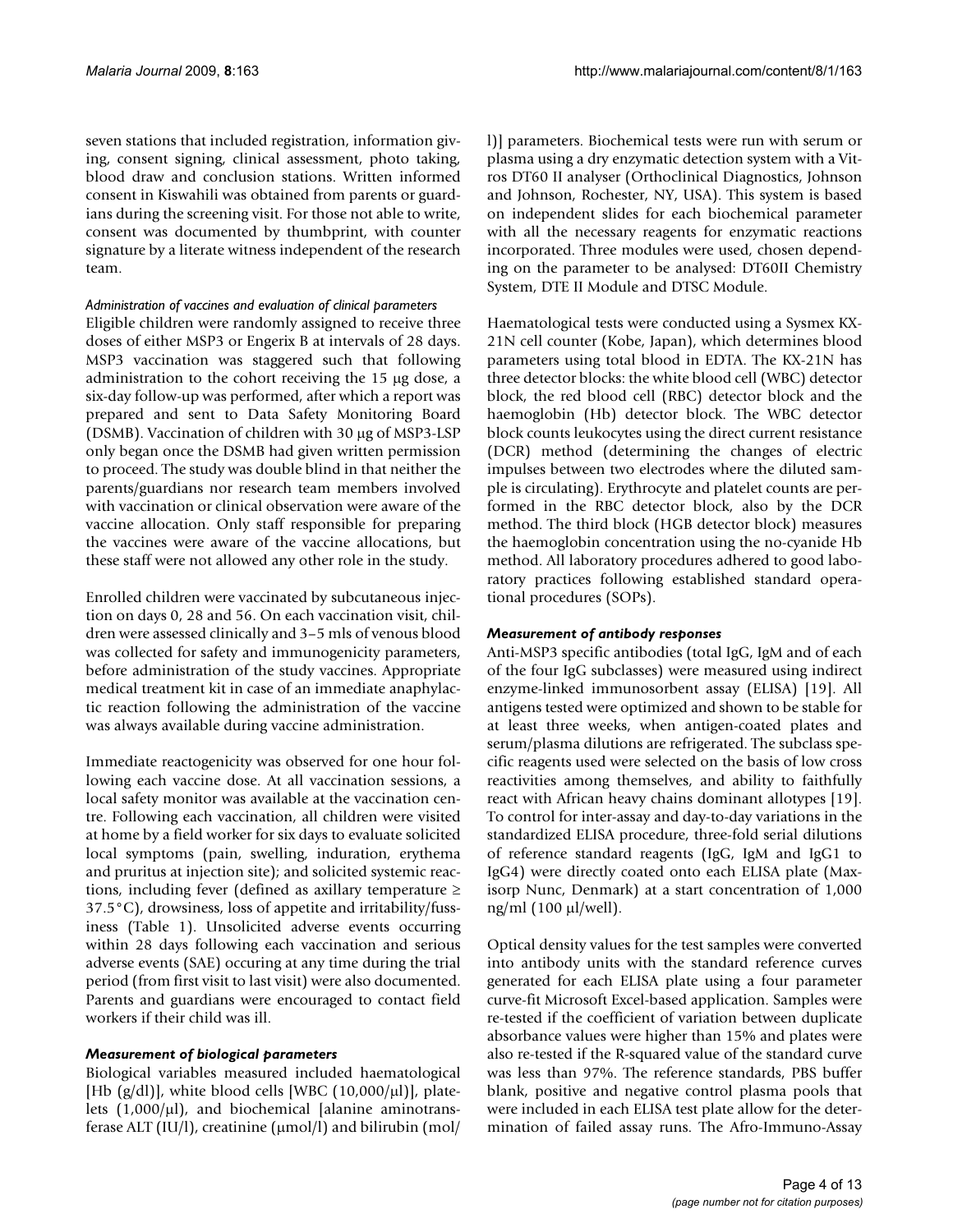seven stations that included registration, information giving, consent signing, clinical assessment, photo taking, blood draw and conclusion stations. Written informed consent in Kiswahili was obtained from parents or guardians during the screening visit. For those not able to write, consent was documented by thumbprint, with counter signature by a literate witness independent of the research team.

*Administration of vaccines and evaluation of clinical parameters*

Eligible children were randomly assigned to receive three doses of either MSP3 or Engerix B at intervals of 28 days. MSP3 vaccination was staggered such that following administration to the cohort receiving the 15 μg dose, a six-day follow-up was performed, after which a report was prepared and sent to Data Safety Monitoring Board (DSMB). Vaccination of children with 30 μg of MSP3-LSP only began once the DSMB had given written permission to proceed. The study was double blind in that neither the parents/guardians nor research team members involved with vaccination or clinical observation were aware of the vaccine allocation. Only staff responsible for preparing the vaccines were aware of the vaccine allocations, but these staff were not allowed any other role in the study.

Enrolled children were vaccinated by subcutaneous injection on days 0, 28 and 56. On each vaccination visit, children were assessed clinically and 3–5 mls of venous blood was collected for safety and immunogenicity parameters, before administration of the study vaccines. Appropriate medical treatment kit in case of an immediate anaphylactic reaction following the administration of the vaccine was always available during vaccine administration.

Immediate reactogenicity was observed for one hour following each vaccine dose. At all vaccination sessions, a local safety monitor was available at the vaccination centre. Following each vaccination, all children were visited at home by a field worker for six days to evaluate solicited local symptoms (pain, swelling, induration, erythema and pruritus at injection site); and solicited systemic reactions, including fever (defined as axillary temperature ≥ 37.5°C), drowsiness, loss of appetite and irritability/fussiness (Table 1). Unsolicited adverse events occurring within 28 days following each vaccination and serious adverse events (SAE) occuring at any time during the trial period (from first visit to last visit) were also documented. Parents and guardians were encouraged to contact field workers if their child was ill.

### *Measurement of biological parameters*

Biological variables measured included haematological [Hb (g/dl)], white blood cells [WBC (10,000/μl)], platelets (1,000/μl), and biochemical [alanine aminotransferase ALT (IU/l), creatinine (μmol/l) and bilirubin (mol/l)] parameters. Biochemical tests were run with serum or plasma using a dry enzymatic detection system with a Vitros DT60 II analyser (Orthoclinical Diagnostics, Johnson and Johnson, Rochester, NY, USA). This system is based on independent slides for each biochemical parameter with all the necessary reagents for enzymatic reactions incorporated. Three modules were used, chosen depending on the parameter to be analysed: DT60II Chemistry System, DTE II Module and DTSC Module.

Haematological tests were conducted using a Sysmex KX-21N cell counter (Kobe, Japan), which determines blood parameters using total blood in EDTA. The KX-21N has three detector blocks: the white blood cell (WBC) detector block, the red blood cell (RBC) detector block and the haemoglobin (Hb) detector block. The WBC detector block counts leukocytes using the direct current resistance (DCR) method (determining the changes of electric impulses between two electrodes where the diluted sample is circulating). Erythrocyte and platelet counts are performed in the RBC detector block, also by the DCR method. The third block (HGB detector block) measures the haemoglobin concentration using the no-cyanide Hb method. All laboratory procedures adhered to good laboratory practices following established standard operational procedures (SOPs).

### *Measurement of antibody responses*

Anti-MSP3 specific antibodies (total IgG, IgM and of each of the four IgG subclasses) were measured using indirect enzyme-linked immunosorbent assay (ELISA) [19]. All antigens tested were optimized and shown to be stable for at least three weeks, when antigen-coated plates and serum/plasma dilutions are refrigerated. The subclass specific reagents used were selected on the basis of low cross reactivities among themselves, and ability to faithfully react with African heavy chains dominant allotypes [19]. To control for inter-assay and day-to-day variations in the standardized ELISA procedure, three-fold serial dilutions of reference standard reagents (IgG, IgM and IgG1 to IgG4) were directly coated onto each ELISA plate (Maxisorp Nunc, Denmark) at a start concentration of 1,000 ng/ml (100 μl/well).

Optical density values for the test samples were converted into antibody units with the standard reference curves generated for each ELISA plate using a four parameter curve-fit Microsoft Excel-based application. Samples were re-tested if the coefficient of variation between duplicate absorbance values were higher than 15% and plates were also re-tested if the R-squared value of the standard curve was less than 97%. The reference standards, PBS buffer blank, positive and negative control plasma pools that were included in each ELISA test plate allow for the determination of failed assay runs. The Afro-Immuno-Assay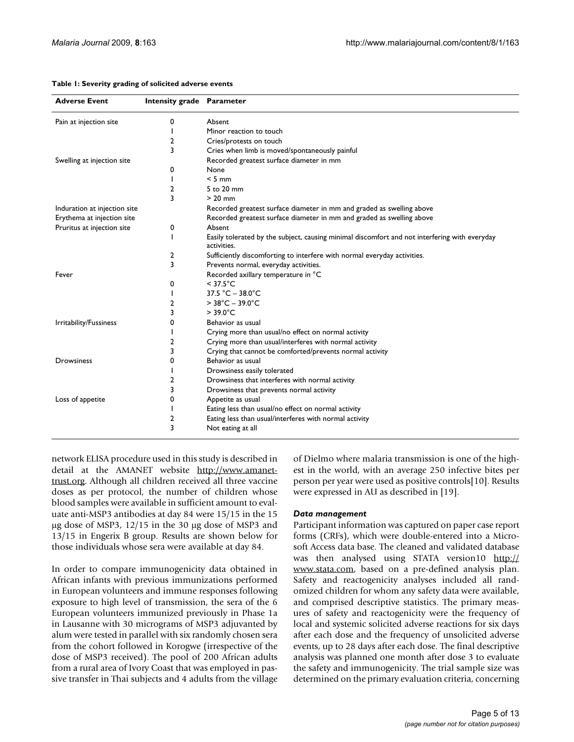**Table 1: Severity grading of solicited adverse events**

| Adverse Event | Intensity grade | Parameter |
| --- | --- | --- |
| Pain at injection site | 0 | Absent |
| | 1 | Minor reaction to touch |
| | 2 | Cries/protests on touch |
| | 3 | Cries when limb is moved/spontaneously painful |
| Swelling at injection site | | Recorded greatest surface diameter in mm |
| | 0 | None |
| | 1 | < 5 mm |
| | 2 | 5 to 20 mm |
| | 3 | > 20 mm |
| Induration at injection site | | Recorded greatest surface diameter in mm and graded as swelling above |
| Erythema at injection site | | Recorded greatest surface diameter in mm and graded as swelling above |
| Pruritus at injection site | 0 | Absent |
| | 1 | Easily tolerated by the subject, causing minimal discomfort and not interfering with everyday activities. |
| | 2 | Sufficiently discomforting to interfere with normal everyday activities. |
| | 3 | Prevents normal, everyday activities. |
| Fever | | Recorded axillary temperature in °C |
| | 0 | < 37.5°C |
| | 1 | 37.5 °C – 38.0°C |
| | 2 | > 38°C – 39.0°C |
| | 3 | > 39.0°C |
| Irritability/Fussiness | 0 | Behavior as usual |
| | 1 | Crying more than usual/no effect on normal activity |
| | 2 | Crying more than usual/interferes with normal activity |
| | 3 | Crying that cannot be comforted/prevents normal activity |
| Drowsiness | 0 | Behavior as usual |
| | 1 | Drowsiness easily tolerated |
| | 2 | Drowsiness that interferes with normal activity |
| | 3 | Drowsiness that prevents normal activity |
| Loss of appetite | 0 | Appetite as usual |
| | 1 | Eating less than usual/no effect on normal activity |
| | 2 | Eating less than usual/interferes with normal activity |
| | 3 | Not eating at all |

network ELISA procedure used in this study is described in detail at the AMANET website http://www.amanet-trust.org. Although all children received all three vaccine doses as per protocol, the number of children whose blood samples were available in sufficient amount to evaluate anti-MSP3 antibodies at day 84 were 15/15 in the 15 µg dose of MSP3, 12/15 in the 30 µg dose of MSP3 and 13/15 in Engerix B group. Results are shown below for those individuals whose sera were available at day 84.

In order to compare immunogenicity data obtained in African infants with previous immunizations performed in European volunteers and immune responses following exposure to high level of transmission, the sera of the 6 European volunteers immunized previously in Phase 1a in Lausanne with 30 micrograms of MSP3 adjuvanted by alum were tested in parallel with six randomly chosen sera from the cohort followed in Korogwe (irrespective of the dose of MSP3 received). The pool of 200 African adults from a rural area of Ivory Coast that was employed in passive transfer in Thai subjects and 4 adults from the village of Dielmo where malaria transmission is one of the highest in the world, with an average 250 infective bites per person per year were used as positive controls[10]. Results were expressed in AU as described in [19].

### *Data management*

Participant information was captured on paper case report forms (CRFs), which were double-entered into a Microsoft Access data base. The cleaned and validated database was then analysed using STATA version10 http://www.stata.com, based on a pre-defined analysis plan. Safety and reactogenicity analyses included all randomized children for whom any safety data were available, and comprised descriptive statistics. The primary measures of safety and reactogenicity were the frequency of local and systemic solicited adverse reactions for six days after each dose and the frequency of unsolicited adverse events, up to 28 days after each dose. The final descriptive analysis was planned one month after dose 3 to evaluate the safety and immunogenicity. The trial sample size was determined on the primary evaluation criteria, concerning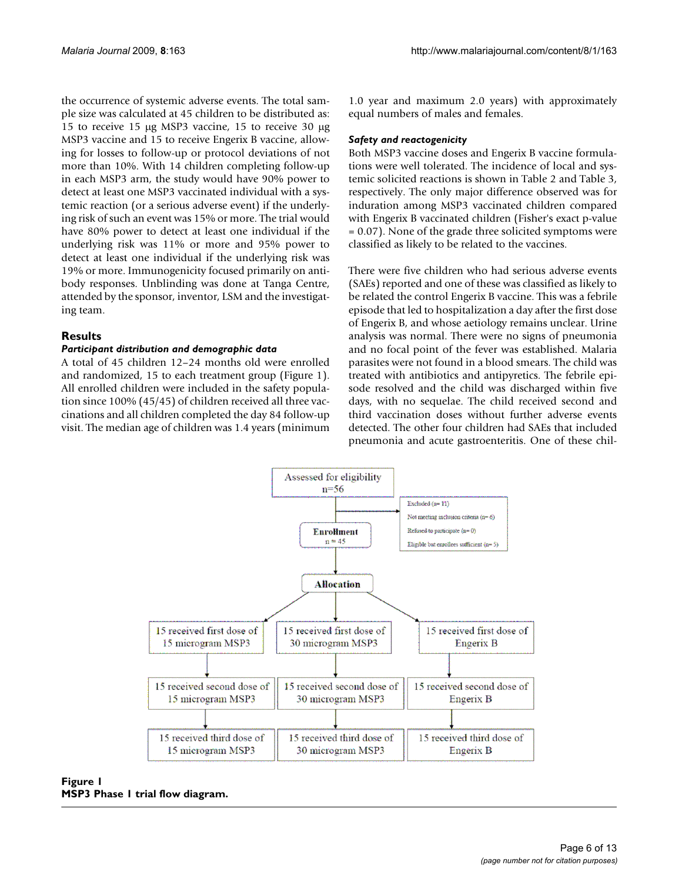the occurrence of systemic adverse events. The total sample size was calculated at 45 children to be distributed as: 15 to receive 15 μg MSP3 vaccine, 15 to receive 30 μg MSP3 vaccine and 15 to receive Engerix B vaccine, allowing for losses to follow-up or protocol deviations of not more than 10%. With 14 children completing follow-up in each MSP3 arm, the study would have 90% power to detect at least one MSP3 vaccinated individual with a systemic reaction (or a serious adverse event) if the underlying risk of such an event was 15% or more. The trial would have 80% power to detect at least one individual if the underlying risk was 11% or more and 95% power to detect at least one individual if the underlying risk was 19% or more. Immunogenicity focused primarily on antibody responses. Unblinding was done at Tanga Centre, attended by the sponsor, inventor, LSM and the investigating team.

## Results

### *Participant distribution and demographic data*

A total of 45 children 12–24 months old were enrolled and randomized, 15 to each treatment group (Figure 1). All enrolled children were included in the safety population since 100% (45/45) of children received all three vaccinations and all children completed the day 84 follow-up visit. The median age of children was 1.4 years (minimum 1.0 year and maximum 2.0 years) with approximately equal numbers of males and females.

### *Safety and reactogenicity*

Both MSP3 vaccine doses and Engerix B vaccine formulations were well tolerated. The incidence of local and systemic solicited reactions is shown in Table 2 and Table 3, respectively. The only major difference observed was for induration among MSP3 vaccinated children compared with Engerix B vaccinated children (Fisher's exact p-value = 0.07). None of the grade three solicited symptoms were classified as likely to be related to the vaccines.

There were five children who had serious adverse events (SAEs) reported and one of these was classified as likely to be related the control Engerix B vaccine. This was a febrile episode that led to hospitalization a day after the first dose of Engerix B, and whose aetiology remains unclear. Urine analysis was normal. There were no signs of pneumonia and no focal point of the fever was established. Malaria parasites were not found in a blood smears. The child was treated with antibiotics and antipyretics. The febrile episode resolved and the child was discharged within five days, with no sequelae. The child received second and third vaccination doses without further adverse events detected. The other four children had SAEs that included pneumonia and acute gastroenteritis. One of these chil-

Assessed for eligibility
n=56

Excluded (n= 11)
Not meeting inclusion criteria (n= 6)
Refused to participate (n= 0)
Eligible but enrollees sufficient (n= 5)

Enrollment
n = 45

Allocation

| 15 received first dose of 15 microgram MSP3 | 15 received first dose of 30 microgram MSP3 | 15 received first dose of Engerix B |
|---|---|---|
| 15 received second dose of 15 microgram MSP3 | 15 received second dose of 30 microgram MSP3 | 15 received second dose of Engerix B |
| 15 received third dose of 15 microgram MSP3 | 15 received third dose of 30 microgram MSP3 | 15 received third dose of Engerix B |

**Figure 1**
**MSP3 Phase I trial flow diagram.**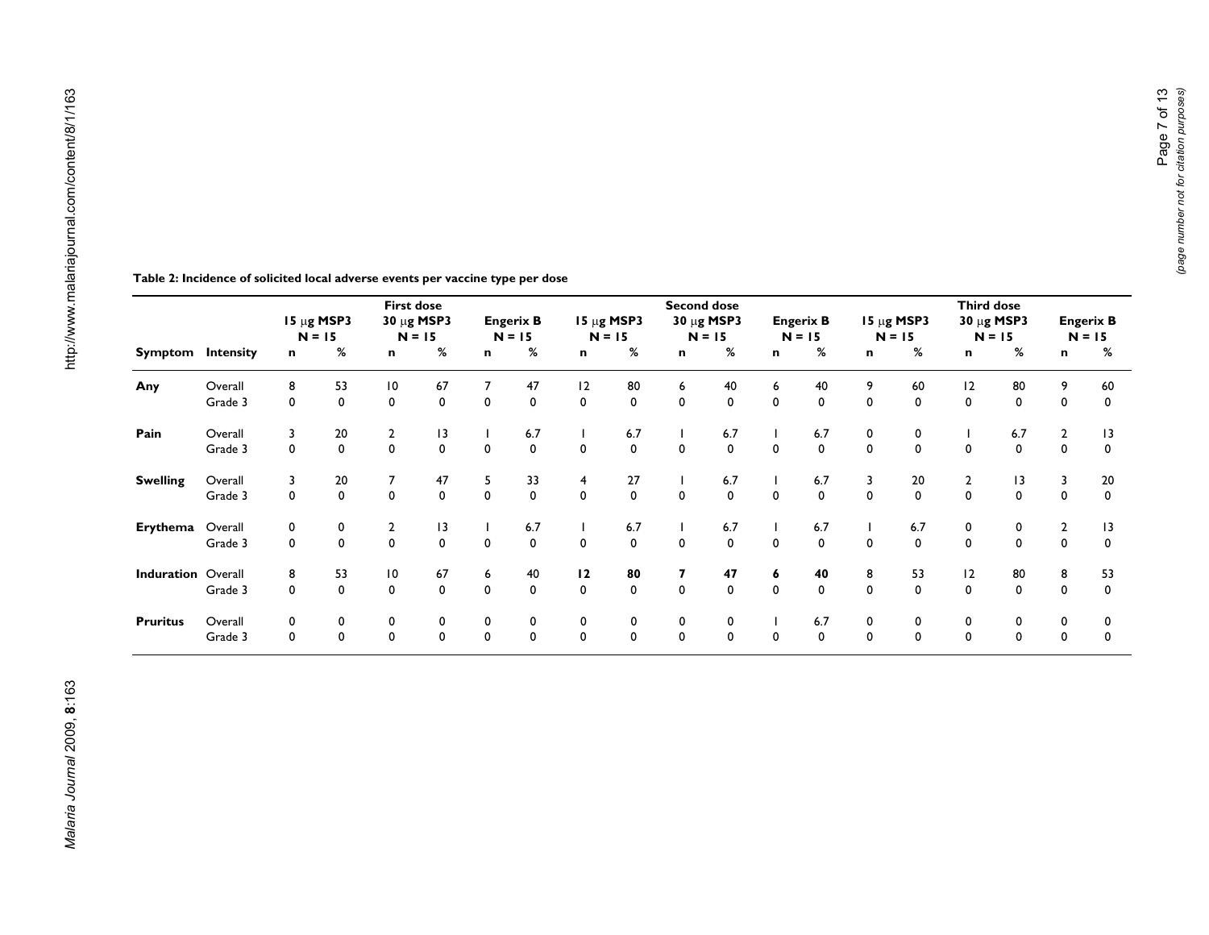**Table 2: Incidence of solicited local adverse events per vaccine type per dose**

| | | First dose | | | | | | Second dose | | | | | | Third dose | | | | | |
|---|---|---|---|---|---|---|---|---|---|---|---|---|---|---|---|---|---|---|---|
| | | 15 μg MSP3 N = 15 | | 30 μg MSP3 N = 15 | | Engerix B N = 15 | | 15 μg MSP3 N = 15 | | 30 μg MSP3 N = 15 | | Engerix B N = 15 | | 15 μg MSP3 N = 15 | | 30 μg MSP3 N = 15 | | Engerix B N = 15 | |
| **Symptom** | **Intensity** | **n** | **%** | **n** | **%** | **n** | **%** | **n** | **%** | **n** | **%** | **n** | **%** | **n** | **%** | **n** | **%** | **n** | **%** |
| **Any** | Overall | 8 | 53 | 10 | 67 | 7 | 47 | 12 | 80 | 6 | 40 | 6 | 40 | 9 | 60 | 12 | 80 | 9 | 60 |
| | Grade 3 | 0 | 0 | 0 | 0 | 0 | 0 | 0 | 0 | 0 | 0 | 0 | 0 | 0 | 0 | 0 | 0 | 0 | 0 |
| **Pain** | Overall | 3 | 20 | 2 | 13 | 1 | 6.7 | 1 | 6.7 | 1 | 6.7 | 1 | 6.7 | 0 | 0 | 1 | 6.7 | 2 | 13 |
| | Grade 3 | 0 | 0 | 0 | 0 | 0 | 0 | 0 | 0 | 0 | 0 | 0 | 0 | 0 | 0 | 0 | 0 | 0 | 0 |
| **Swelling** | Overall | 3 | 20 | 7 | 47 | 5 | 33 | 4 | 27 | 1 | 6.7 | 1 | 6.7 | 3 | 20 | 2 | 13 | 3 | 20 |
| | Grade 3 | 0 | 0 | 0 | 0 | 0 | 0 | 0 | 0 | 0 | 0 | 0 | 0 | 0 | 0 | 0 | 0 | 0 | 0 |
| **Erythema** | Overall | 0 | 0 | 2 | 13 | 1 | 6.7 | 1 | 6.7 | 1 | 6.7 | 1 | 6.7 | 1 | 6.7 | 0 | 0 | 2 | 13 |
| | Grade 3 | 0 | 0 | 0 | 0 | 0 | 0 | 0 | 0 | 0 | 0 | 0 | 0 | 0 | 0 | 0 | 0 | 0 | 0 |
| **Induration** | Overall | 8 | 53 | 10 | 67 | 6 | 40 | **12** | **80** | **7** | **47** | **6** | **40** | 8 | 53 | 12 | 80 | 8 | 53 |
| | Grade 3 | 0 | 0 | 0 | 0 | 0 | 0 | 0 | 0 | 0 | 0 | 0 | 0 | 0 | 0 | 0 | 0 | 0 | 0 |
| **Pruritus** | Overall | 0 | 0 | 0 | 0 | 0 | 0 | 0 | 0 | 0 | 0 | 1 | 6.7 | 0 | 0 | 0 | 0 | 0 | 0 |
| | Grade 3 | 0 | 0 | 0 | 0 | 0 | 0 | 0 | 0 | 0 | 0 | 0 | 0 | 0 | 0 | 0 | 0 | 0 | 0 |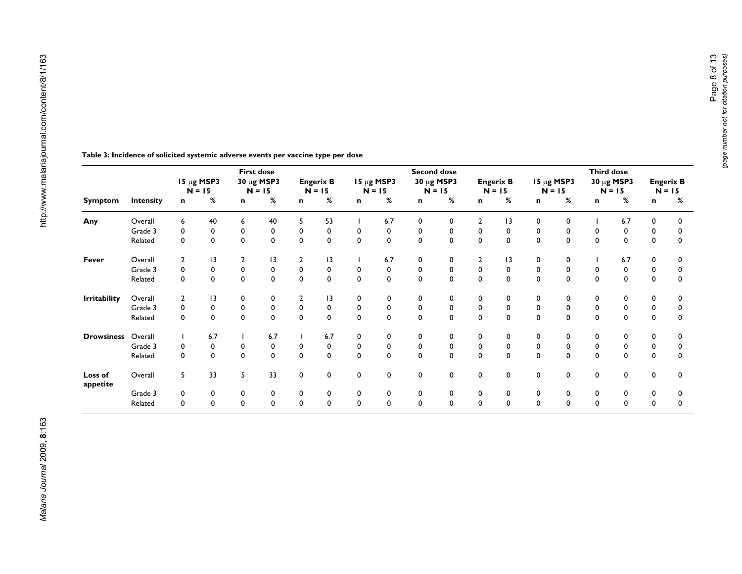**Table 3: Incidence of solicited systemic adverse events per vaccine type per dose**

| | | First dose | | | | | | Second dose | | | | | | Third dose | | | | | |
|---|---|---|---|---|---|---|---|---|---|---|---|---|---|---|---|---|---|---|---|
| | | 15 μg MSP3 N = 15 | | 30 μg MSP3 N = 15 | | Engerix B N = 15 | | 15 μg MSP3 N = 15 | | 30 μg MSP3 N = 15 | | Engerix B N = 15 | | 15 μg MSP3 N = 15 | | 30 μg MSP3 N = 15 | | Engerix B N = 15 | |
| **Symptom** | **Intensity** | **n** | **%** | **n** | **%** | **n** | **%** | **n** | **%** | **n** | **%** | **n** | **%** | **n** | **%** | **n** | **%** | **n** | **%** |
| **Any** | Overall | 6 | 40 | 6 | 40 | 5 | 53 | 1 | 6.7 | 0 | 0 | 2 | 13 | 0 | 0 | 1 | 6.7 | 0 | 0 |
| | Grade 3 | 0 | 0 | 0 | 0 | 0 | 0 | 0 | 0 | 0 | 0 | 0 | 0 | 0 | 0 | 0 | 0 | 0 | 0 |
| | Related | 0 | 0 | 0 | 0 | 0 | 0 | 0 | 0 | 0 | 0 | 0 | 0 | 0 | 0 | 0 | 0 | 0 | 0 |
| **Fever** | Overall | 2 | 13 | 2 | 13 | 2 | 13 | 1 | 6.7 | 0 | 0 | 2 | 13 | 0 | 0 | 1 | 6.7 | 0 | 0 |
| | Grade 3 | 0 | 0 | 0 | 0 | 0 | 0 | 0 | 0 | 0 | 0 | 0 | 0 | 0 | 0 | 0 | 0 | 0 | 0 |
| | Related | 0 | 0 | 0 | 0 | 0 | 0 | 0 | 0 | 0 | 0 | 0 | 0 | 0 | 0 | 0 | 0 | 0 | 0 |
| **Irritability** | Overall | 2 | 13 | 0 | 0 | 2 | 13 | 0 | 0 | 0 | 0 | 0 | 0 | 0 | 0 | 0 | 0 | 0 | 0 |
| | Grade 3 | 0 | 0 | 0 | 0 | 0 | 0 | 0 | 0 | 0 | 0 | 0 | 0 | 0 | 0 | 0 | 0 | 0 | 0 |
| | Related | 0 | 0 | 0 | 0 | 0 | 0 | 0 | 0 | 0 | 0 | 0 | 0 | 0 | 0 | 0 | 0 | 0 | 0 |
| **Drowsiness** | Overall | 1 | 6.7 | 1 | 6.7 | 1 | 6.7 | 0 | 0 | 0 | 0 | 0 | 0 | 0 | 0 | 0 | 0 | 0 | 0 |
| | Grade 3 | 0 | 0 | 0 | 0 | 0 | 0 | 0 | 0 | 0 | 0 | 0 | 0 | 0 | 0 | 0 | 0 | 0 | 0 |
| | Related | 0 | 0 | 0 | 0 | 0 | 0 | 0 | 0 | 0 | 0 | 0 | 0 | 0 | 0 | 0 | 0 | 0 | 0 |
| **Loss of appetite** | Overall | 5 | 33 | 5 | 33 | 0 | 0 | 0 | 0 | 0 | 0 | 0 | 0 | 0 | 0 | 0 | 0 | 0 | 0 |
| | Grade 3 | 0 | 0 | 0 | 0 | 0 | 0 | 0 | 0 | 0 | 0 | 0 | 0 | 0 | 0 | 0 | 0 | 0 | 0 |
| | Related | 0 | 0 | 0 | 0 | 0 | 0 | 0 | 0 | 0 | 0 | 0 | 0 | 0 | 0 | 0 | 0 | 0 | 0 |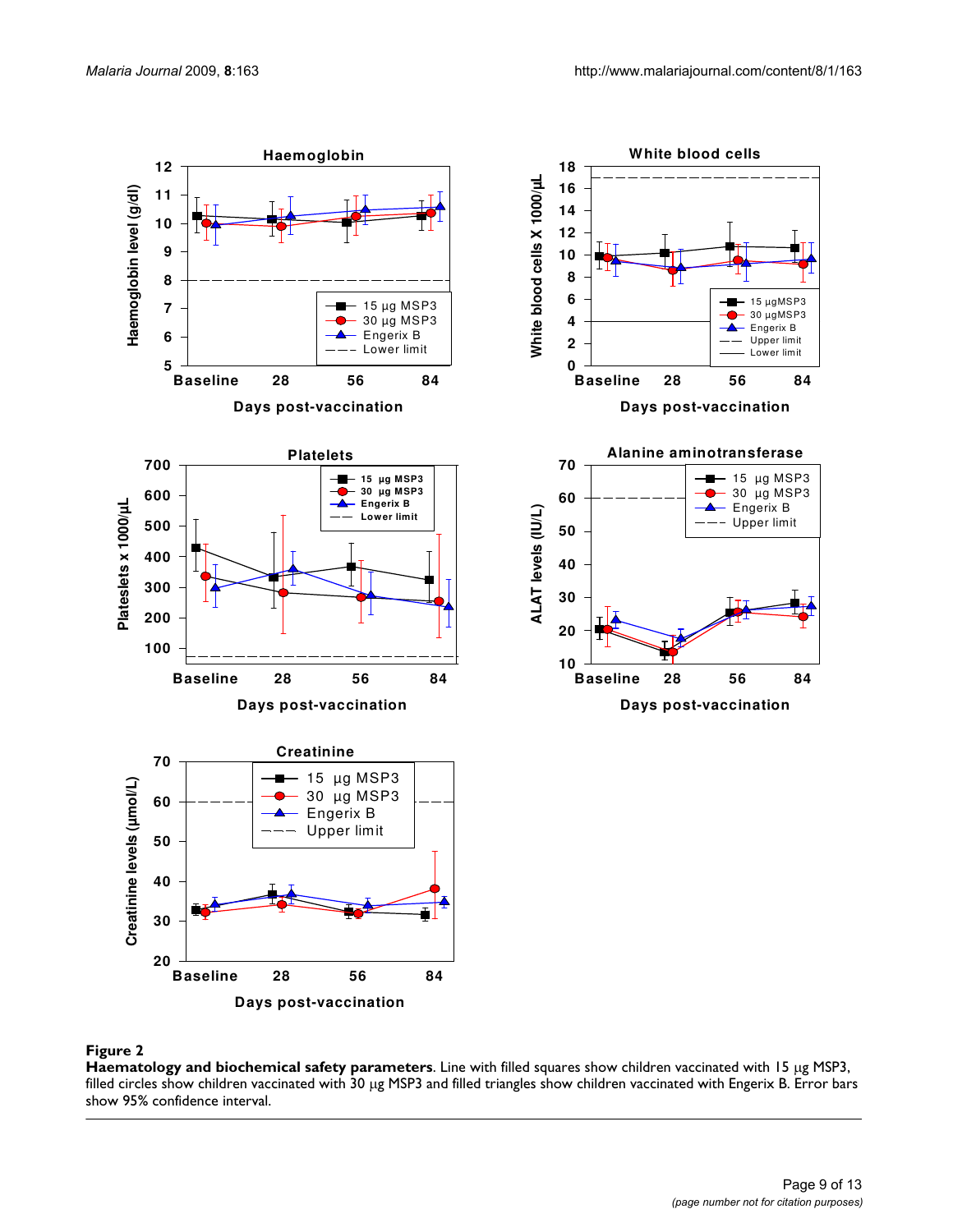**Figure 2**

**Haematology and biochemical safety parameters**. Line with filled squares show children vaccinated with 15 μg MSP3, filled circles show children vaccinated with 30 μg MSP3 and filled triangles show children vaccinated with Engerix B. Error bars show 95% confidence interval.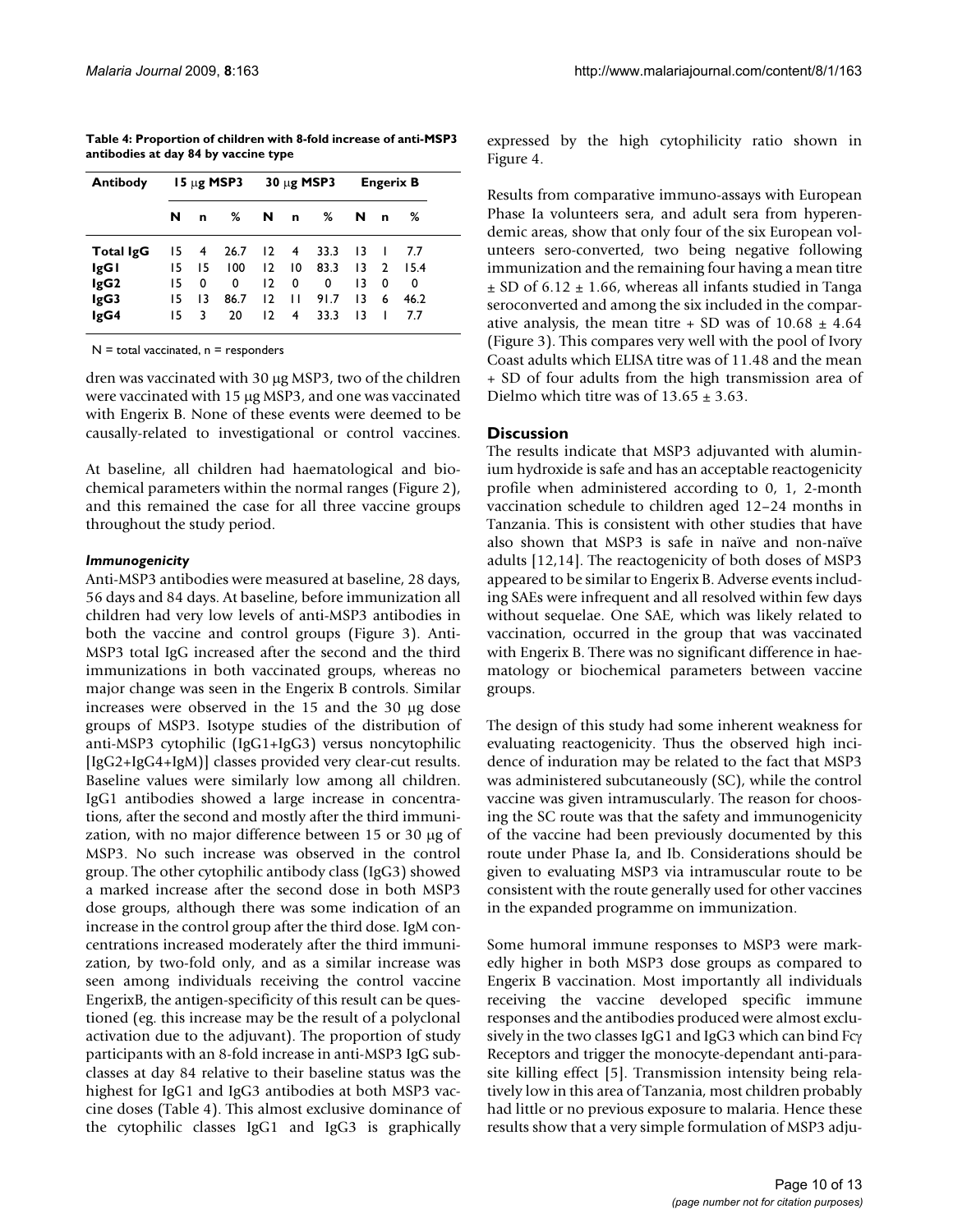**Table 4: Proportion of children with 8-fold increase of anti-MSP3 antibodies at day 84 by vaccine type**

| Antibody | 15 μg MSP3 | | | 30 μg MSP3 | | | Engerix B | | |
|---|---|---|---|---|---|---|---|---|---|
| | N | n | % | N | n | % | N | n | % |
| **Total IgG** | 15 | 4 | 26.7 | 12 | 4 | 33.3 | 13 | 1 | 7.7 |
| **IgG1** | 15 | 15 | 100 | 12 | 10 | 83.3 | 13 | 2 | 15.4 |
| **IgG2** | 15 | 0 | 0 | 12 | 0 | 0 | 13 | 0 | 0 |
| **IgG3** | 15 | 13 | 86.7 | 12 | 11 | 91.7 | 13 | 6 | 46.2 |
| **IgG4** | 15 | 3 | 20 | 12 | 4 | 33.3 | 13 | 1 | 7.7 |

N = total vaccinated, n = responders

dren was vaccinated with 30 μg MSP3, two of the children were vaccinated with 15 μg MSP3, and one was vaccinated with Engerix B. None of these events were deemed to be causally-related to investigational or control vaccines.

At baseline, all children had haematological and biochemical parameters within the normal ranges (Figure 2), and this remained the case for all three vaccine groups throughout the study period.

### *Immunogenicity*

Anti-MSP3 antibodies were measured at baseline, 28 days, 56 days and 84 days. At baseline, before immunization all children had very low levels of anti-MSP3 antibodies in both the vaccine and control groups (Figure 3). Anti-MSP3 total IgG increased after the second and the third immunizations in both vaccinated groups, whereas no major change was seen in the Engerix B controls. Similar increases were observed in the 15 and the 30 μg dose groups of MSP3. Isotype studies of the distribution of anti-MSP3 cytophilic (IgG1+IgG3) versus noncytophilic [IgG2+IgG4+IgM)] classes provided very clear-cut results. Baseline values were similarly low among all children. IgG1 antibodies showed a large increase in concentrations, after the second and mostly after the third immunization, with no major difference between 15 or 30 μg of MSP3. No such increase was observed in the control group. The other cytophilic antibody class (IgG3) showed a marked increase after the second dose in both MSP3 dose groups, although there was some indication of an increase in the control group after the third dose. IgM concentrations increased moderately after the third immunization, by two-fold only, and as a similar increase was seen among individuals receiving the control vaccine EngerixB, the antigen-specificity of this result can be questioned (eg. this increase may be the result of a polyclonal activation due to the adjuvant). The proportion of study participants with an 8-fold increase in anti-MSP3 IgG subclasses at day 84 relative to their baseline status was the highest for IgG1 and IgG3 antibodies at both MSP3 vaccine doses (Table 4). This almost exclusive dominance of the cytophilic classes IgG1 and IgG3 is graphically expressed by the high cytophilicity ratio shown in Figure 4.

Results from comparative immuno-assays with European Phase Ia volunteers sera, and adult sera from hyperendemic areas, show that only four of the six European volunteers sero-converted, two being negative following immunization and the remaining four having a mean titre ± SD of 6.12 ± 1.66, whereas all infants studied in Tanga seroconverted and among the six included in the comparative analysis, the mean titre + SD was of 10.68 ± 4.64 (Figure 3). This compares very well with the pool of Ivory Coast adults which ELISA titre was of 11.48 and the mean + SD of four adults from the high transmission area of Dielmo which titre was of 13.65 ± 3.63.

## Discussion

The results indicate that MSP3 adjuvanted with aluminium hydroxide is safe and has an acceptable reactogenicity profile when administered according to 0, 1, 2-month vaccination schedule to children aged 12–24 months in Tanzania. This is consistent with other studies that have also shown that MSP3 is safe in naïve and non-naïve adults [12,14]. The reactogenicity of both doses of MSP3 appeared to be similar to Engerix B. Adverse events including SAEs were infrequent and all resolved within few days without sequelae. One SAE, which was likely related to vaccination, occurred in the group that was vaccinated with Engerix B. There was no significant difference in haematology or biochemical parameters between vaccine groups.

The design of this study had some inherent weakness for evaluating reactogenicity. Thus the observed high incidence of induration may be related to the fact that MSP3 was administered subcutaneously (SC), while the control vaccine was given intramuscularly. The reason for choosing the SC route was that the safety and immunogenicity of the vaccine had been previously documented by this route under Phase Ia, and Ib. Considerations should be given to evaluating MSP3 via intramuscular route to be consistent with the route generally used for other vaccines in the expanded programme on immunization.

Some humoral immune responses to MSP3 were markedly higher in both MSP3 dose groups as compared to Engerix B vaccination. Most importantly all individuals receiving the vaccine developed specific immune responses and the antibodies produced were almost exclusively in the two classes IgG1 and IgG3 which can bind Fcγ Receptors and trigger the monocyte-dependant anti-parasite killing effect [5]. Transmission intensity being relatively low in this area of Tanzania, most children probably had little or no previous exposure to malaria. Hence these results show that a very simple formulation of MSP3 adju-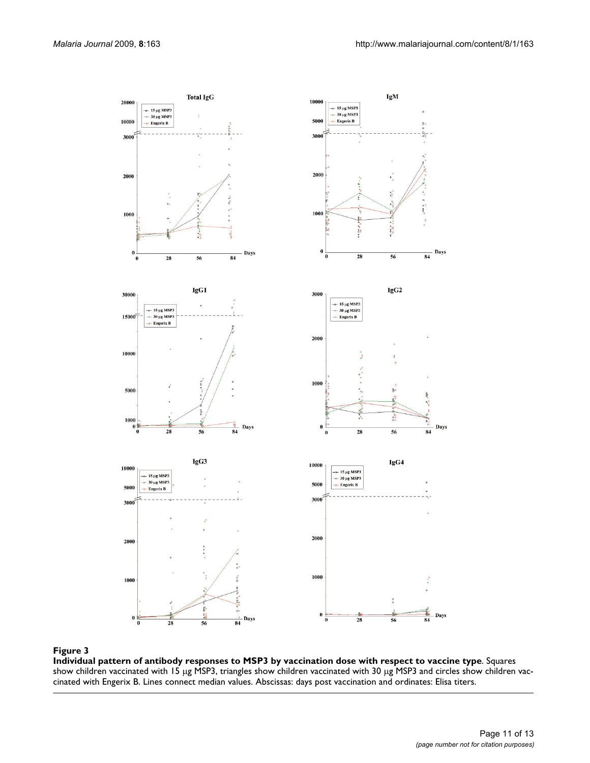**Figure 3**

**Individual pattern of antibody responses to MSP3 by vaccination dose with respect to vaccine type**. Squares show children vaccinated with 15 μg MSP3, triangles show children vaccinated with 30 μg MSP3 and circles show children vaccinated with Engerix B. Lines connect median values. Abscissas: days post vaccination and ordinates: Elisa titers.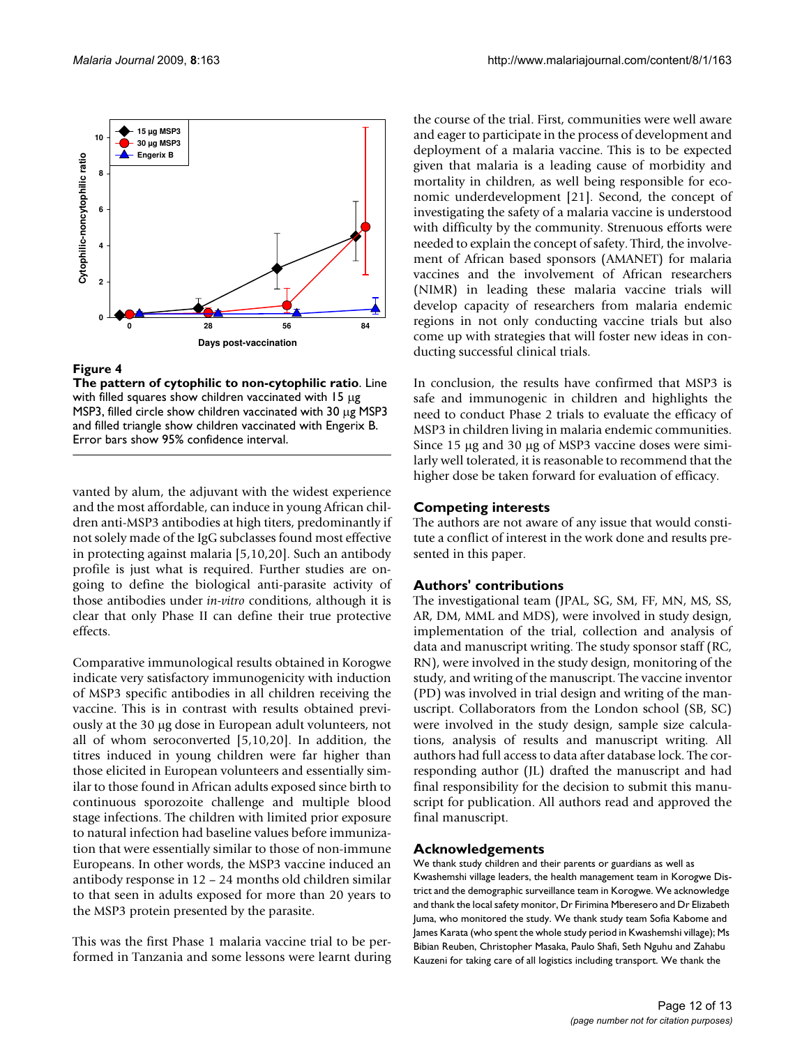10

8

6

4

2

0

0 28 56 84

Cytophilic-noncytophilic ratio

Days post-vaccination

15 µg MSP3

30 µg MSP3

Engerix B

**Figure 4**

**The pattern of cytophilic to non-cytophilic ratio**. Line with filled squares show children vaccinated with 15 µg MSP3, filled circle show children vaccinated with 30 µg MSP3 and filled triangle show children vaccinated with Engerix B. Error bars show 95% confidence interval.

vanted by alum, the adjuvant with the widest experience and the most affordable, can induce in young African children anti-MSP3 antibodies at high titers, predominantly if not solely made of the IgG subclasses found most effective in protecting against malaria [5,10,20]. Such an antibody profile is just what is required. Further studies are ongoing to define the biological anti-parasite activity of those antibodies under *in-vitro* conditions, although it is clear that only Phase II can define their true protective effects.

Comparative immunological results obtained in Korogwe indicate very satisfactory immunogenicity with induction of MSP3 specific antibodies in all children receiving the vaccine. This is in contrast with results obtained previously at the 30 µg dose in European adult volunteers, not all of whom seroconverted [5,10,20]. In addition, the titres induced in young children were far higher than those elicited in European volunteers and essentially similar to those found in African adults exposed since birth to continuous sporozoite challenge and multiple blood stage infections. The children with limited prior exposure to natural infection had baseline values before immunization that were essentially similar to those of non-immune Europeans. In other words, the MSP3 vaccine induced an antibody response in 12 – 24 months old children similar to that seen in adults exposed for more than 20 years to the MSP3 protein presented by the parasite.

This was the first Phase 1 malaria vaccine trial to be performed in Tanzania and some lessons were learnt during the course of the trial. First, communities were well aware and eager to participate in the process of development and deployment of a malaria vaccine. This is to be expected given that malaria is a leading cause of morbidity and mortality in children, as well being responsible for economic underdevelopment [21]. Second, the concept of investigating the safety of a malaria vaccine is understood with difficulty by the community. Strenuous efforts were needed to explain the concept of safety. Third, the involvement of African based sponsors (AMANET) for malaria vaccines and the involvement of African researchers (NIMR) in leading these malaria vaccine trials will develop capacity of researchers from malaria endemic regions in not only conducting vaccine trials but also come up with strategies that will foster new ideas in conducting successful clinical trials.

In conclusion, the results have confirmed that MSP3 is safe and immunogenic in children and highlights the need to conduct Phase 2 trials to evaluate the efficacy of MSP3 in children living in malaria endemic communities. Since 15 µg and 30 µg of MSP3 vaccine doses were similarly well tolerated, it is reasonable to recommend that the higher dose be taken forward for evaluation of efficacy.

## Competing interests

The authors are not aware of any issue that would constitute a conflict of interest in the work done and results presented in this paper.

## Authors' contributions

The investigational team (JPAL, SG, SM, FF, MN, MS, SS, AR, DM, MML and MDS), were involved in study design, implementation of the trial, collection and analysis of data and manuscript writing. The study sponsor staff (RC, RN), were involved in the study design, monitoring of the study, and writing of the manuscript. The vaccine inventor (PD) was involved in trial design and writing of the manuscript. Collaborators from the London school (SB, SC) were involved in the study design, sample size calculations, analysis of results and manuscript writing. All authors had full access to data after database lock. The corresponding author (JL) drafted the manuscript and had final responsibility for the decision to submit this manuscript for publication. All authors read and approved the final manuscript.

## Acknowledgements

We thank study children and their parents or guardians as well as Kwashemshi village leaders, the health management team in Korogwe District and the demographic surveillance team in Korogwe. We acknowledge and thank the local safety monitor, Dr Firimina Mberesero and Dr Elizabeth Juma, who monitored the study. We thank study team Sofia Kabome and James Karata (who spent the whole study period in Kwashemshi village); Ms Bibian Reuben, Christopher Masaka, Paulo Shafi, Seth Nguhu and Zahabu Kauzeni for taking care of all logistics including transport. We thank the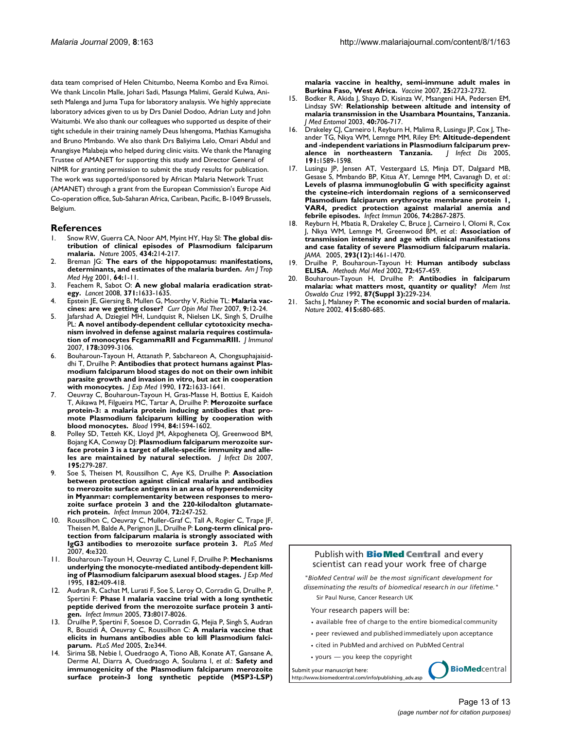data team comprised of Helen Chitumbo, Neema Kombo and Eva Rimoi. We thank Lincolin Malle, Johari Sadi, Masunga Malimi, Gerald Kulwa, Aniseth Malenga and Juma Tupa for laboratory analaysis. We highly appreciate laboratory advices given to us by Drs Daniel Dodoo, Adrian Luty and John Waitumbi. We also thank our colleagues who supported us despite of their tight schedule in their training namely Deus Ishengoma, Mathias Kamugisha and Bruno Mmbando. We also thank Drs Baliyima Lelo, Omari Abdul and Anangisye Malabeja who helped during clinic visits. We thank the Managing Trustee of AMANET for supporting this study and Director General of NIMR for granting permission to submit the study results for publication. The work was supported/sponsored by African Malaria Network Trust (AMANET) through a grant from the European Commission's Europe Aid Co-operation office, Sub-Saharan Africa, Caribean, Pacific, B-1049 Brussels, Belgium.

## References

1. Snow RW, Guerra CA, Noor AM, Myint HY, Hay SI: **The global distribution of clinical episodes of Plasmodium falciparum malaria.** *Nature* 2005, **434:**214-217.
2. Breman JG: **The ears of the hippopotamus: manifestations, determinants, and estimates of the malaria burden.** *Am J Trop Med Hyg* 2001, **64:**1-11.
3. Feachem R, Sabot O: **A new global malaria eradication strategy.** *Lancet* 2008, **371:**1633-1635.
4. Epstein JE, Giersing B, Mullen G, Moorthy V, Richie TL: **Malaria vaccines: are we getting closer?** *Curr Opin Mol Ther* 2007, **9:**12-24.
5. Jafarshad A, Dziegiel MH, Lundquist R, Nielsen LK, Singh S, Druilhe PL: **A novel antibody-dependent cellular cytotoxicity mechanism involved in defense against malaria requires costimulation of monocytes FcgammaRII and FcgammaRIII.** *J Immunol* 2007, **178:**3099-3106.
6. Bouharoun-Tayoun H, Attanath P, Sabchareon A, Chongsuphajaisiddhi T, Druilhe P: **Antibodies that protect humans against Plasmodium falciparum blood stages do not on their own inhibit parasite growth and invasion in vitro, but act in cooperation with monocytes.** *J Exp Med* 1990, **172:**1633-1641.
7. Oeuvray C, Bouharoun-Tayoun H, Gras-Masse H, Bottius E, Kaidoh T, Aikawa M, Filgueira MC, Tartar A, Druilhe P: **Merozoite surface protein-3: a malaria protein inducing antibodies that promote Plasmodium falciparum killing by cooperation with blood monocytes.** *Blood* 1994, **84:**1594-1602.
8. Polley SD, Tetteh KK, Lloyd JM, Akpogheneta OJ, Greenwood BM, Bojang KA, Conway DJ: **Plasmodium falciparum merozoite surface protein 3 is a target of allele-specific immunity and alleles are maintained by natural selection.** *J Infect Dis* 2007, **195:**279-287.
9. Soe S, Theisen M, Roussilhon C, Aye KS, Druilhe P: **Association between protection against clinical malaria and antibodies to merozoite surface antigens in an area of hyperendemicity in Myanmar: complementarity between responses to merozoite surface protein 3 and the 220-kilodalton glutamate-rich protein.** *Infect Immun* 2004, **72:**247-252.
10. Roussilhon C, Oeuvray C, Muller-Graf C, Tall A, Rogier C, Trape JF, Theisen M, Balde A, Perignon JL, Druilhe P: **Long-term clinical protection from falciparum malaria is strongly associated with IgG3 antibodies to merozoite surface protein 3.** *PLoS Med* 2007, **4:**e320.
11. Bouharoun-Tayoun H, Oeuvray C, Lunel F, Druilhe P: **Mechanisms underlying the monocyte-mediated antibody-dependent killing of Plasmodium falciparum asexual blood stages.** *J Exp Med* 1995, **182:**409-418.
12. Audran R, Cachat M, Lurati F, Soe S, Leroy O, Corradin G, Druilhe P, Spertini F: **Phase I malaria vaccine trial with a long synthetic peptide derived from the merozoite surface protein 3 antigen.** *Infect Immun* 2005, **73:**8017-8026.
13. Druilhe P, Spertini F, Soesoe D, Corradin G, Mejia P, Singh S, Audran R, Bouzidi A, Oeuvray C, Roussilhon C: **A malaria vaccine that elicits in humans antibodies able to kill Plasmodium falciparum.** *PLoS Med* 2005, **2:**e344.
14. Sirima SB, Nebie I, Ouedraogo A, Tiono AB, Konate AT, Gansane A, Derme AI, Diarra A, Ouedraogo A, Soulama I, *et al.*: **Safety and immunogenicity of the Plasmodium falciparum merozoite surface protein-3 long synthetic peptide (MSP3-LSP) malaria vaccine in healthy, semi-immune adult males in Burkina Faso, West Africa.** *Vaccine* 2007, **25:**2723-2732.
15. Bodker R, Akida J, Shayo D, Kisinza W, Msangeni HA, Pedersen EM, Lindsay SW: **Relationship between altitude and intensity of malaria transmission in the Usambara Mountains, Tanzania.** *J Med Entomol* 2003, **40:**706-717.
16. Drakeley CJ, Carneiro I, Reyburn H, Malima R, Lusingu JP, Cox J, Theander TG, Nkya WM, Lemnge MM, Riley EM: **Altitude-dependent and -independent variations in Plasmodium falciparum prevalence in northeastern Tanzania.** *J Infect Dis* 2005, **191:**1589-1598.
17. Lusingu JP, Jensen AT, Vestergaard LS, Minja DT, Dalgaard MB, Gesase S, Mmbando BP, Kitua AY, Lemnge MM, Cavanagh D, *et al.*: **Levels of plasma immunoglobulin G with specificity against the cysteine-rich interdomain regions of a semiconserved Plasmodium falciparum erythrocyte membrane protein 1, VAR4, predict protection against malarial anemia and febrile episodes.** *Infect Immun* 2006, **74:**2867-2875.
18. Reyburn H, Mbatia R, Drakeley C, Bruce J, Carneiro I, Olomi R, Cox J, Nkya WM, Lemnge M, Greenwood BM, *et al.*: **Association of transmission intensity and age with clinical manifestations and case fatality of severe Plasmodium falciparum malaria.** *JAMA.* 2005, **293(12):**1461-1470.
19. Druilhe P, Bouharoun-Tayoun H: **Human antibody subclass ELISA.** *Methods Mol Med* 2002, **72:**457-459.
20. Bouharoun-Tayoun H, Druilhe P: **Antibodies in falciparum malaria: what matters most, quantity or quality?** *Mem Inst Oswaldo Cruz* 1992, **87(Suppl 3):**229-234.
21. Sachs J, Malaney P: **The economic and social burden of malaria.** *Nature* 2002, **415:**680-685.